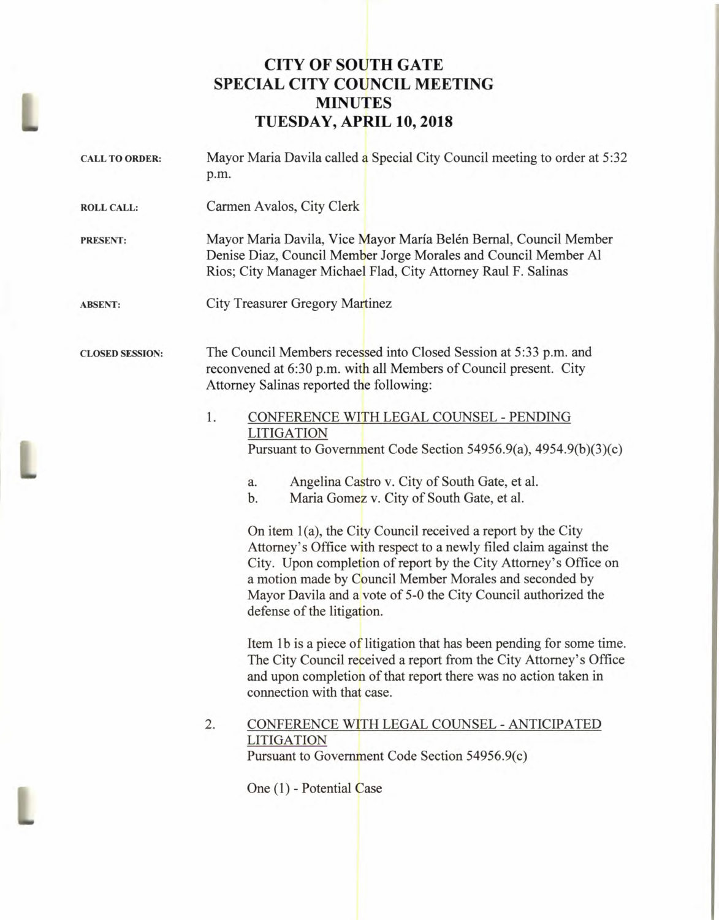# CITY OF SOUTH GATE
## SPECIAL CITY COUNCIL MEETING
## MINUTES
## TUESDAY, APRIL 10, 2018

**CALL TO ORDER:** Mayor Maria Davila called a Special City Council meeting to order at 5:32 p.m.

**ROLL CALL:** Carmen Avalos, City Clerk

**PRESENT:** Mayor Maria Davila, Vice Mayor María Belén Bernal, Council Member Denise Diaz, Council Member Jorge Morales and Council Member Al Rios; City Manager Michael Flad, City Attorney Raul F. Salinas

**ABSENT:** City Treasurer Gregory Martinez

**CLOSED SESSION:** The Council Members recessed into Closed Session at 5:33 p.m. and reconvened at 6:30 p.m. with all Members of Council present. City Attorney Salinas reported the following:

1. <u>CONFERENCE WITH LEGAL COUNSEL - PENDING LITIGATION</u>
   Pursuant to Government Code Section 54956.9(a), 4954.9(b)(3)(c)

   a. Angelina Castro v. City of South Gate, et al.
   b. Maria Gomez v. City of South Gate, et al.

   On item 1(a), the City Council received a report by the City Attorney's Office with respect to a newly filed claim against the City. Upon completion of report by the City Attorney's Office on a motion made by Council Member Morales and seconded by Mayor Davila and a vote of 5-0 the City Council authorized the defense of the litigation.

   Item 1b is a piece of litigation that has been pending for some time. The City Council received a report from the City Attorney's Office and upon completion of that report there was no action taken in connection with that case.

2. <u>CONFERENCE WITH LEGAL COUNSEL - ANTICIPATED LITIGATION</u>
   Pursuant to Government Code Section 54956.9(c)

   One (1) - Potential Case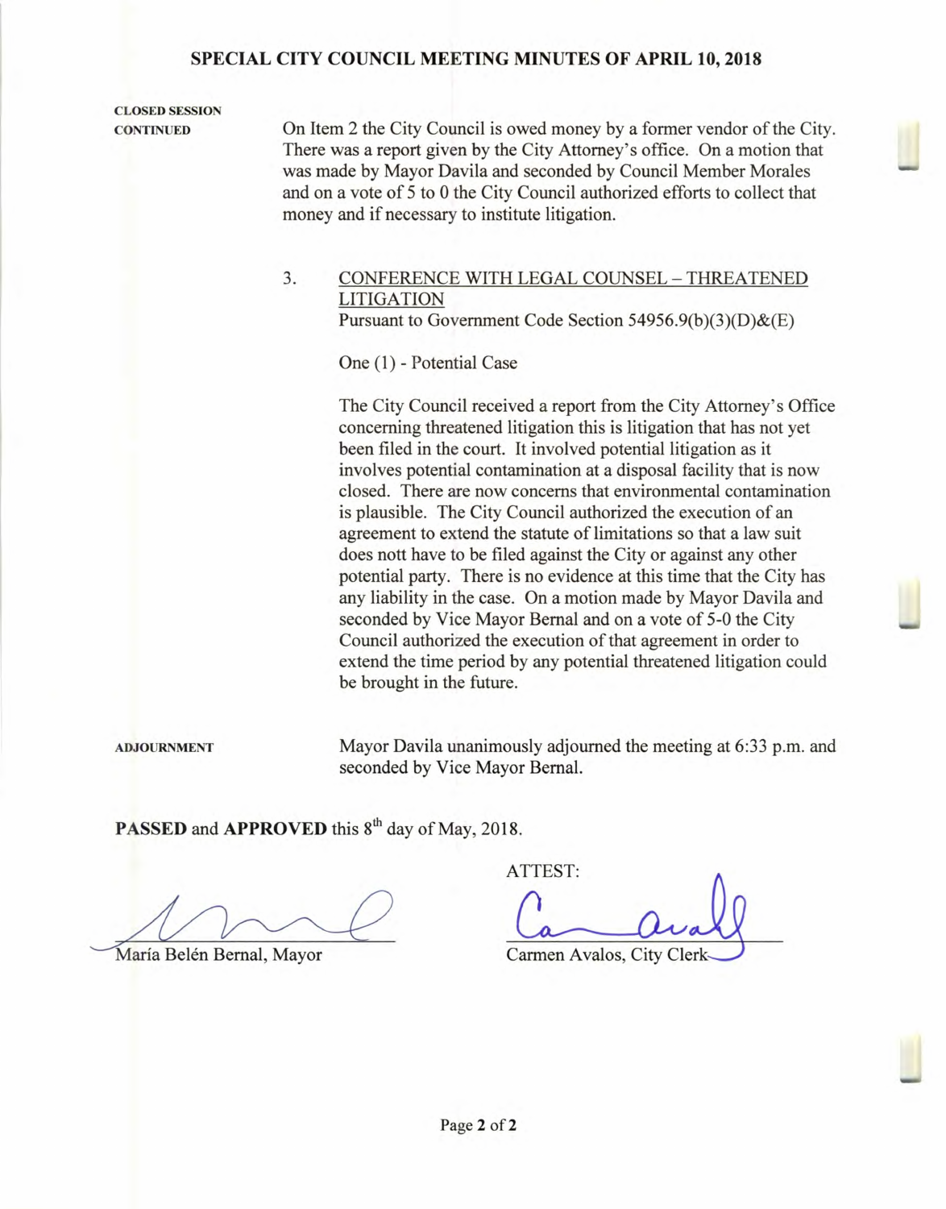**SPECIAL CITY COUNCIL MEETING MINUTES OF APRIL 10, 2018**

**CLOSED SESSION CONTINUED**

On Item 2 the City Council is owed money by a former vendor of the City. There was a report given by the City Attorney's office. On a motion that was made by Mayor Davila and seconded by Council Member Morales and on a vote of 5 to 0 the City Council authorized efforts to collect that money and if necessary to institute litigation.

3. CONFERENCE WITH LEGAL COUNSEL – THREATENED LITIGATION
Pursuant to Government Code Section 54956.9(b)(3)(D)&(E)

One (1) - Potential Case

The City Council received a report from the City Attorney's Office concerning threatened litigation this is litigation that has not yet been filed in the court. It involved potential litigation as it involves potential contamination at a disposal facility that is now closed. There are now concerns that environmental contamination is plausible. The City Council authorized the execution of an agreement to extend the statute of limitations so that a law suit does nott have to be filed against the City or against any other potential party. There is no evidence at this time that the City has any liability in the case. On a motion made by Mayor Davila and seconded by Vice Mayor Bernal and on a vote of 5-0 the City Council authorized the execution of that agreement in order to extend the time period by any potential threatened litigation could be brought in the future.

**ADJOURNMENT**

Mayor Davila unanimously adjourned the meeting at 6:33 p.m. and seconded by Vice Mayor Bernal.

**PASSED** and **APPROVED** this 8th day of May, 2018.

María Belén Bernal, Mayor

ATTEST:

Carmen Avalos, City Clerk